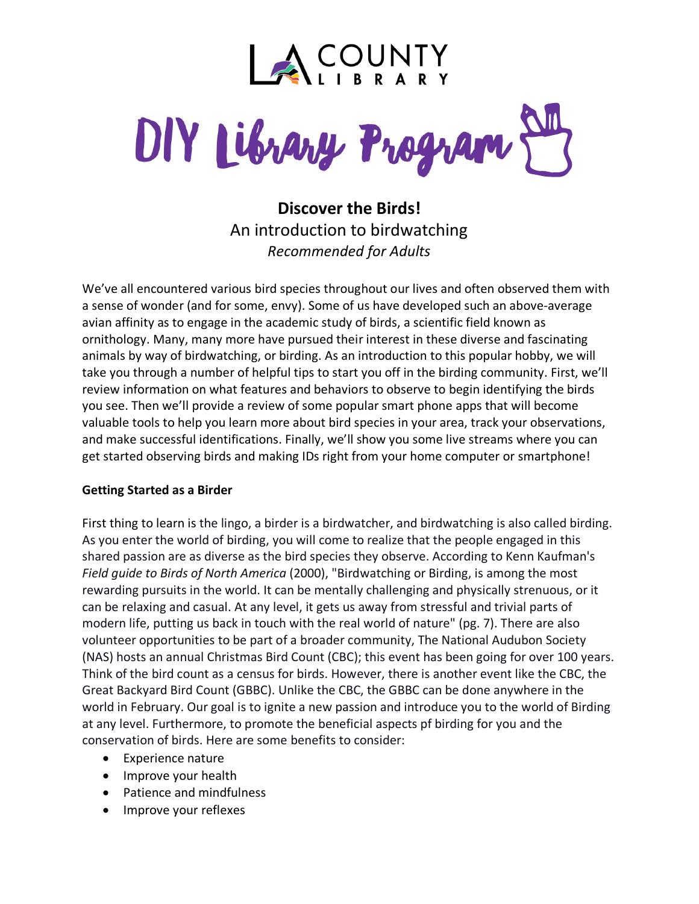LA COUNTY LIBRARY

# DIY Library Program

## Discover the Birds!

An introduction to birdwatching

*Recommended for Adults*

We've all encountered various bird species throughout our lives and often observed them with a sense of wonder (and for some, envy). Some of us have developed such an above-average avian affinity as to engage in the academic study of birds, a scientific field known as ornithology. Many, many more have pursued their interest in these diverse and fascinating animals by way of birdwatching, or birding. As an introduction to this popular hobby, we will take you through a number of helpful tips to start you off in the birding community. First, we'll review information on what features and behaviors to observe to begin identifying the birds you see. Then we'll provide a review of some popular smart phone apps that will become valuable tools to help you learn more about bird species in your area, track your observations, and make successful identifications. Finally, we'll show you some live streams where you can get started observing birds and making IDs right from your home computer or smartphone!

**Getting Started as a Birder**

First thing to learn is the lingo, a birder is a birdwatcher, and birdwatching is also called birding. As you enter the world of birding, you will come to realize that the people engaged in this shared passion are as diverse as the bird species they observe. According to Kenn Kaufman's *Field guide to Birds of North America* (2000), "Birdwatching or Birding, is among the most rewarding pursuits in the world. It can be mentally challenging and physically strenuous, or it can be relaxing and casual. At any level, it gets us away from stressful and trivial parts of modern life, putting us back in touch with the real world of nature" (pg. 7). There are also volunteer opportunities to be part of a broader community, The National Audubon Society (NAS) hosts an annual Christmas Bird Count (CBC); this event has been going for over 100 years. Think of the bird count as a census for birds. However, there is another event like the CBC, the Great Backyard Bird Count (GBBC). Unlike the CBC, the GBBC can be done anywhere in the world in February. Our goal is to ignite a new passion and introduce you to the world of Birding at any level. Furthermore, to promote the beneficial aspects pf birding for you and the conservation of birds. Here are some benefits to consider:

- Experience nature
- Improve your health
- Patience and mindfulness
- Improve your reflexes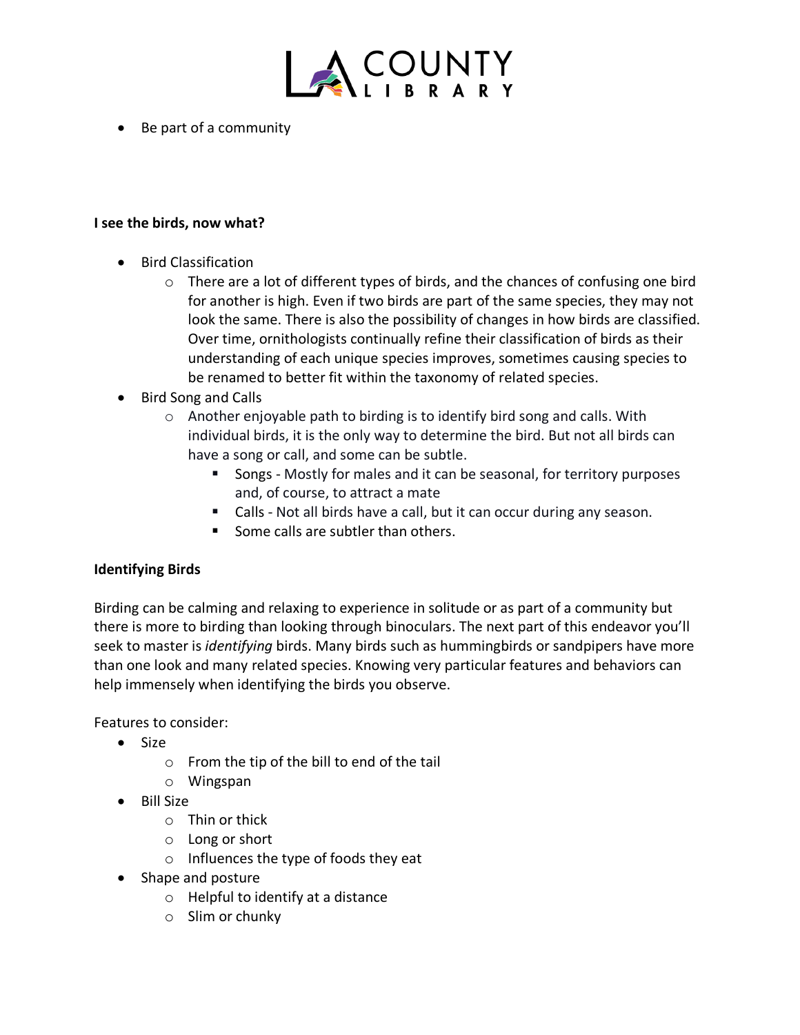- Be part of a community

**I see the birds, now what?**

- Bird Classification
  - There are a lot of different types of birds, and the chances of confusing one bird for another is high. Even if two birds are part of the same species, they may not look the same. There is also the possibility of changes in how birds are classified. Over time, ornithologists continually refine their classification of birds as their understanding of each unique species improves, sometimes causing species to be renamed to better fit within the taxonomy of related species.
- Bird Song and Calls
  - Another enjoyable path to birding is to identify bird song and calls. With individual birds, it is the only way to determine the bird. But not all birds can have a song or call, and some can be subtle.
    - Songs - Mostly for males and it can be seasonal, for territory purposes and, of course, to attract a mate
    - Calls - Not all birds have a call, but it can occur during any season.
    - Some calls are subtler than others.

**Identifying Birds**

Birding can be calming and relaxing to experience in solitude or as part of a community but there is more to birding than looking through binoculars. The next part of this endeavor you'll seek to master is *identifying* birds. Many birds such as hummingbirds or sandpipers have more than one look and many related species. Knowing very particular features and behaviors can help immensely when identifying the birds you observe.

Features to consider:

- Size
  - From the tip of the bill to end of the tail
  - Wingspan
- Bill Size
  - Thin or thick
  - Long or short
  - Influences the type of foods they eat
- Shape and posture
  - Helpful to identify at a distance
  - Slim or chunky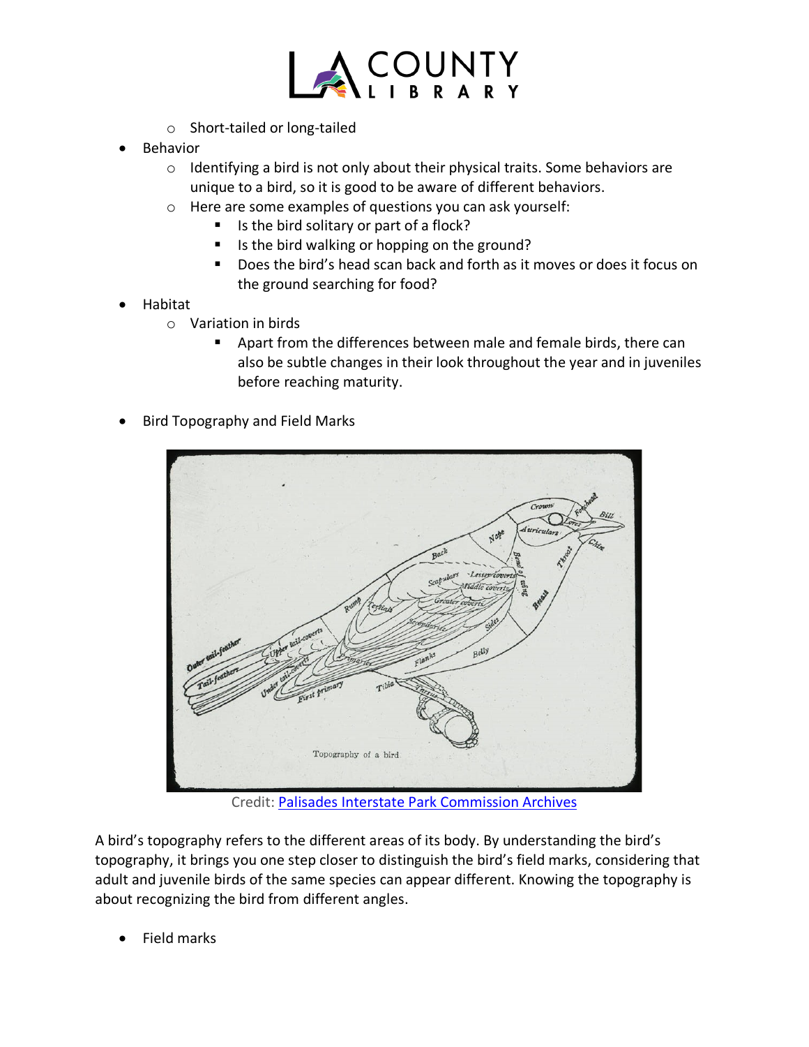- Short-tailed or long-tailed
- Behavior
  - Identifying a bird is not only about their physical traits. Some behaviors are unique to a bird, so it is good to be aware of different behaviors.
  - Here are some examples of questions you can ask yourself:
    - Is the bird solitary or part of a flock?
    - Is the bird walking or hopping on the ground?
    - Does the bird's head scan back and forth as it moves or does it focus on the ground searching for food?
- Habitat
  - Variation in birds
    - Apart from the differences between male and female birds, there can also be subtle changes in their look throughout the year and in juveniles before reaching maturity.
- Bird Topography and Field Marks

Credit: [Palisades Interstate Park Commission Archives]

A bird's topography refers to the different areas of its body. By understanding the bird's topography, it brings you one step closer to distinguish the bird's field marks, considering that adult and juvenile birds of the same species can appear different. Knowing the topography is about recognizing the bird from different angles.

- Field marks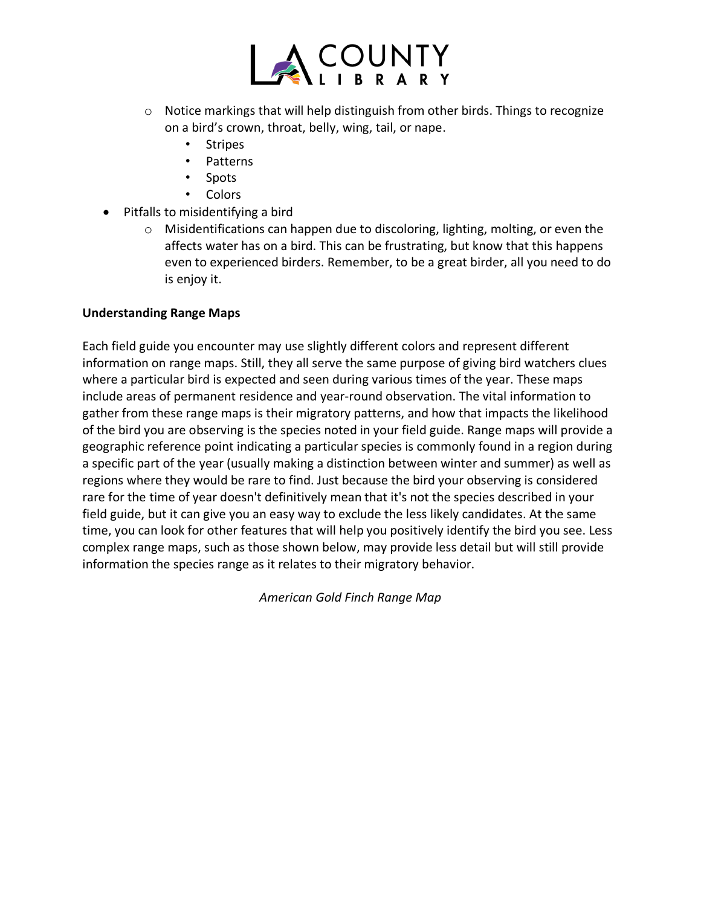- Notice markings that will help distinguish from other birds. Things to recognize on a bird's crown, throat, belly, wing, tail, or nape.
  - Stripes
  - Patterns
  - Spots
  - Colors
- Pitfalls to misidentifying a bird
  - Misidentifications can happen due to discoloring, lighting, molting, or even the affects water has on a bird. This can be frustrating, but know that this happens even to experienced birders. Remember, to be a great birder, all you need to do is enjoy it.

**Understanding Range Maps**

Each field guide you encounter may use slightly different colors and represent different information on range maps. Still, they all serve the same purpose of giving bird watchers clues where a particular bird is expected and seen during various times of the year. These maps include areas of permanent residence and year-round observation. The vital information to gather from these range maps is their migratory patterns, and how that impacts the likelihood of the bird you are observing is the species noted in your field guide. Range maps will provide a geographic reference point indicating a particular species is commonly found in a region during a specific part of the year (usually making a distinction between winter and summer) as well as regions where they would be rare to find. Just because the bird your observing is considered rare for the time of year doesn't definitively mean that it's not the species described in your field guide, but it can give you an easy way to exclude the less likely candidates. At the same time, you can look for other features that will help you positively identify the bird you see. Less complex range maps, such as those shown below, may provide less detail but will still provide information the species range as it relates to their migratory behavior.

*American Gold Finch Range Map*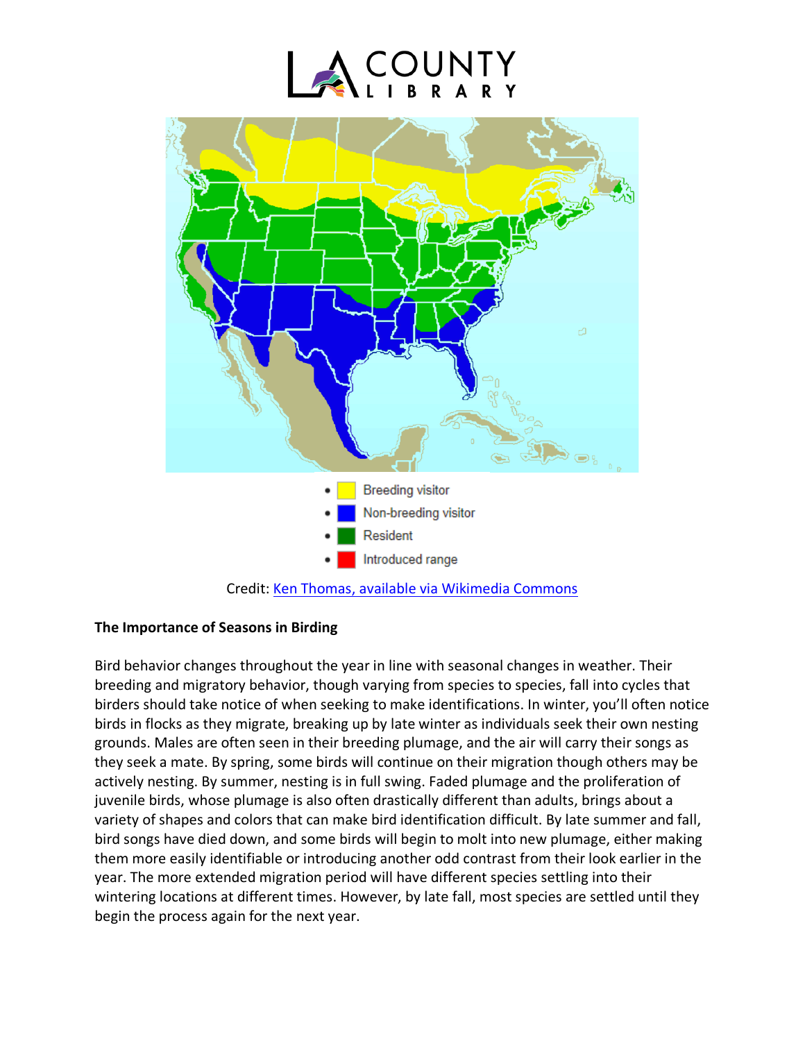- Breeding visitor
- Non-breeding visitor
- Resident
- Introduced range

Credit: Ken Thomas, available via Wikimedia Commons

**The Importance of Seasons in Birding**

Bird behavior changes throughout the year in line with seasonal changes in weather. Their breeding and migratory behavior, though varying from species to species, fall into cycles that birders should take notice of when seeking to make identifications. In winter, you'll often notice birds in flocks as they migrate, breaking up by late winter as individuals seek their own nesting grounds. Males are often seen in their breeding plumage, and the air will carry their songs as they seek a mate. By spring, some birds will continue on their migration though others may be actively nesting. By summer, nesting is in full swing. Faded plumage and the proliferation of juvenile birds, whose plumage is also often drastically different than adults, brings about a variety of shapes and colors that can make bird identification difficult. By late summer and fall, bird songs have died down, and some birds will begin to molt into new plumage, either making them more easily identifiable or introducing another odd contrast from their look earlier in the year. The more extended migration period will have different species settling into their wintering locations at different times. However, by late fall, most species are settled until they begin the process again for the next year.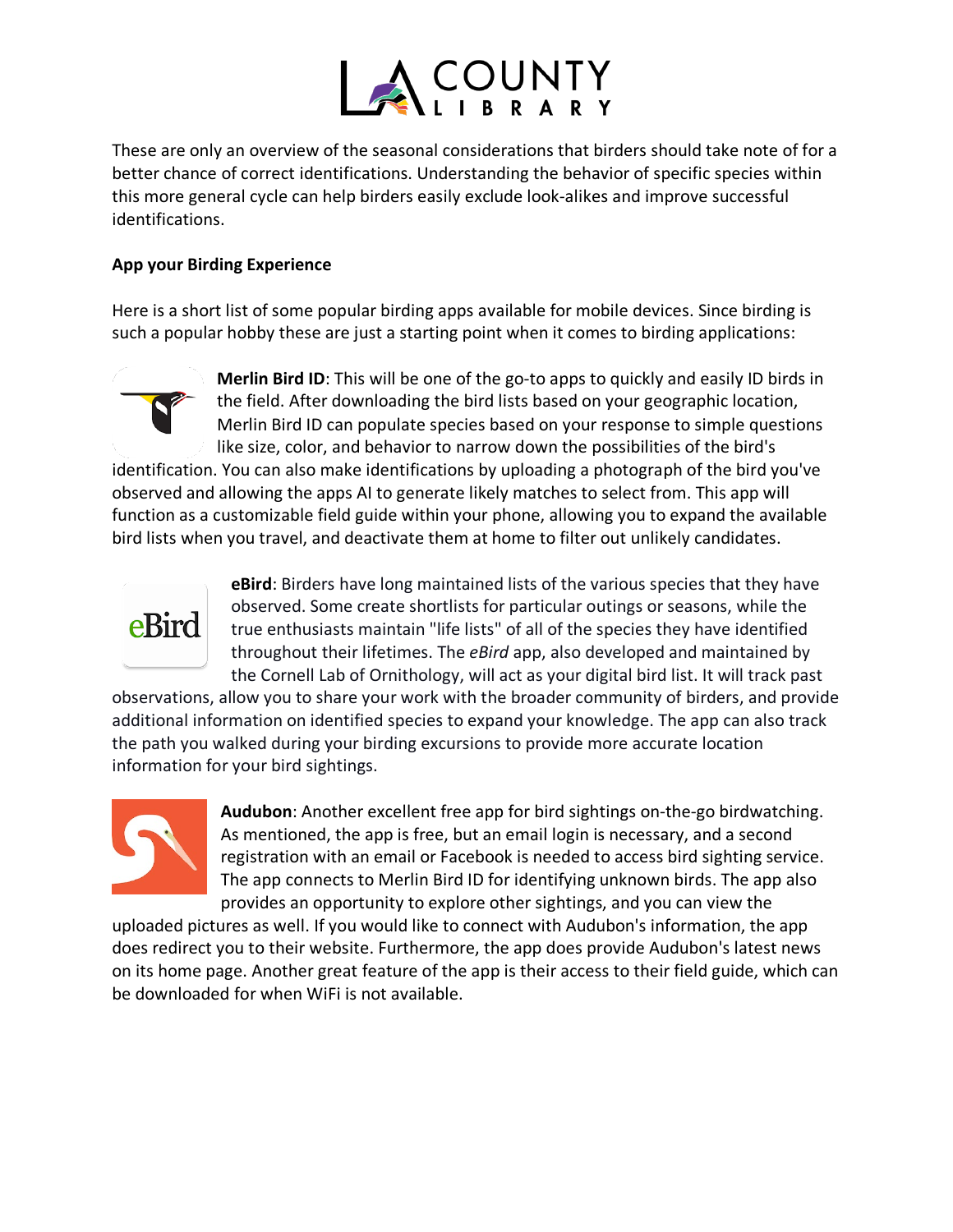These are only an overview of the seasonal considerations that birders should take note of for a better chance of correct identifications. Understanding the behavior of specific species within this more general cycle can help birders easily exclude look-alikes and improve successful identifications.

**App your Birding Experience**

Here is a short list of some popular birding apps available for mobile devices. Since birding is such a popular hobby these are just a starting point when it comes to birding applications:

**Merlin Bird ID**: This will be one of the go-to apps to quickly and easily ID birds in the field. After downloading the bird lists based on your geographic location, Merlin Bird ID can populate species based on your response to simple questions like size, color, and behavior to narrow down the possibilities of the bird's identification. You can also make identifications by uploading a photograph of the bird you've observed and allowing the apps AI to generate likely matches to select from. This app will function as a customizable field guide within your phone, allowing you to expand the available bird lists when you travel, and deactivate them at home to filter out unlikely candidates.

**eBird**: Birders have long maintained lists of the various species that they have observed. Some create shortlists for particular outings or seasons, while the true enthusiasts maintain "life lists" of all of the species they have identified throughout their lifetimes. The *eBird* app, also developed and maintained by the Cornell Lab of Ornithology, will act as your digital bird list. It will track past observations, allow you to share your work with the broader community of birders, and provide additional information on identified species to expand your knowledge. The app can also track the path you walked during your birding excursions to provide more accurate location information for your bird sightings.

**Audubon**: Another excellent free app for bird sightings on-the-go birdwatching. As mentioned, the app is free, but an email login is necessary, and a second registration with an email or Facebook is needed to access bird sighting service. The app connects to Merlin Bird ID for identifying unknown birds. The app also provides an opportunity to explore other sightings, and you can view the uploaded pictures as well. If you would like to connect with Audubon's information, the app does redirect you to their website. Furthermore, the app does provide Audubon's latest news on its home page. Another great feature of the app is their access to their field guide, which can be downloaded for when WiFi is not available.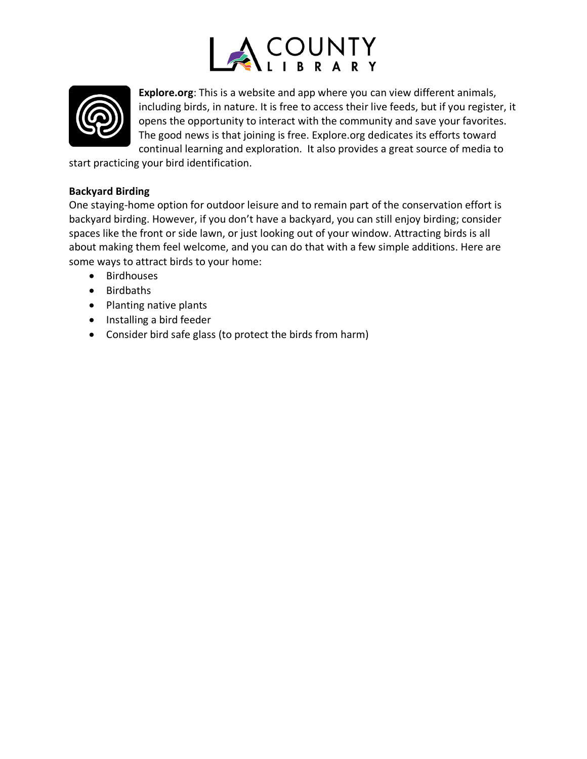**Explore.org**: This is a website and app where you can view different animals, including birds, in nature. It is free to access their live feeds, but if you register, it opens the opportunity to interact with the community and save your favorites. The good news is that joining is free. Explore.org dedicates its efforts toward continual learning and exploration. It also provides a great source of media to start practicing your bird identification.

**Backyard Birding**

One staying-home option for outdoor leisure and to remain part of the conservation effort is backyard birding. However, if you don't have a backyard, you can still enjoy birding; consider spaces like the front or side lawn, or just looking out of your window. Attracting birds is all about making them feel welcome, and you can do that with a few simple additions. Here are some ways to attract birds to your home:

- Birdhouses
- Birdbaths
- Planting native plants
- Installing a bird feeder
- Consider bird safe glass (to protect the birds from harm)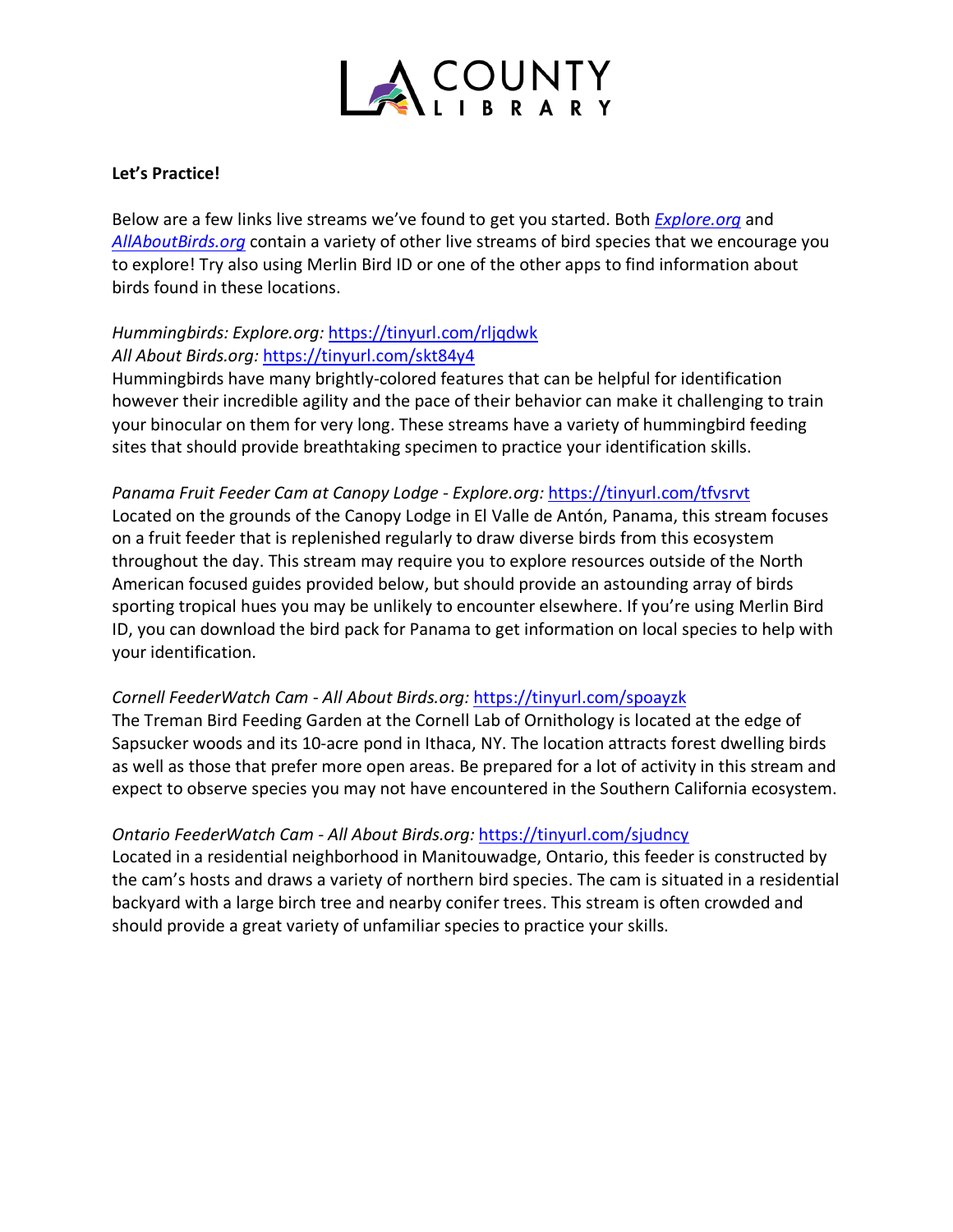**Let's Practice!**

Below are a few links live streams we've found to get you started. Both [*Explore.org*](https://explore.org) and [*AllAboutBirds.org*](https://allaboutbirds.org) contain a variety of other live streams of bird species that we encourage you to explore! Try also using Merlin Bird ID or one of the other apps to find information about birds found in these locations.

*Hummingbirds: Explore.org:* https://tinyurl.com/rljqdwk
*All About Birds.org:* https://tinyurl.com/skt84y4
Hummingbirds have many brightly-colored features that can be helpful for identification however their incredible agility and the pace of their behavior can make it challenging to train your binocular on them for very long. These streams have a variety of hummingbird feeding sites that should provide breathtaking specimen to practice your identification skills.

*Panama Fruit Feeder Cam at Canopy Lodge - Explore.org:* https://tinyurl.com/tfvsrvt
Located on the grounds of the Canopy Lodge in El Valle de Antón, Panama, this stream focuses on a fruit feeder that is replenished regularly to draw diverse birds from this ecosystem throughout the day. This stream may require you to explore resources outside of the North American focused guides provided below, but should provide an astounding array of birds sporting tropical hues you may be unlikely to encounter elsewhere. If you're using Merlin Bird ID, you can download the bird pack for Panama to get information on local species to help with your identification.

*Cornell FeederWatch Cam - All About Birds.org:* https://tinyurl.com/spoayzk
The Treman Bird Feeding Garden at the Cornell Lab of Ornithology is located at the edge of Sapsucker woods and its 10-acre pond in Ithaca, NY. The location attracts forest dwelling birds as well as those that prefer more open areas. Be prepared for a lot of activity in this stream and expect to observe species you may not have encountered in the Southern California ecosystem.

*Ontario FeederWatch Cam - All About Birds.org:* https://tinyurl.com/sjudncy
Located in a residential neighborhood in Manitouwadge, Ontario, this feeder is constructed by the cam's hosts and draws a variety of northern bird species. The cam is situated in a residential backyard with a large birch tree and nearby conifer trees. This stream is often crowded and should provide a great variety of unfamiliar species to practice your skills.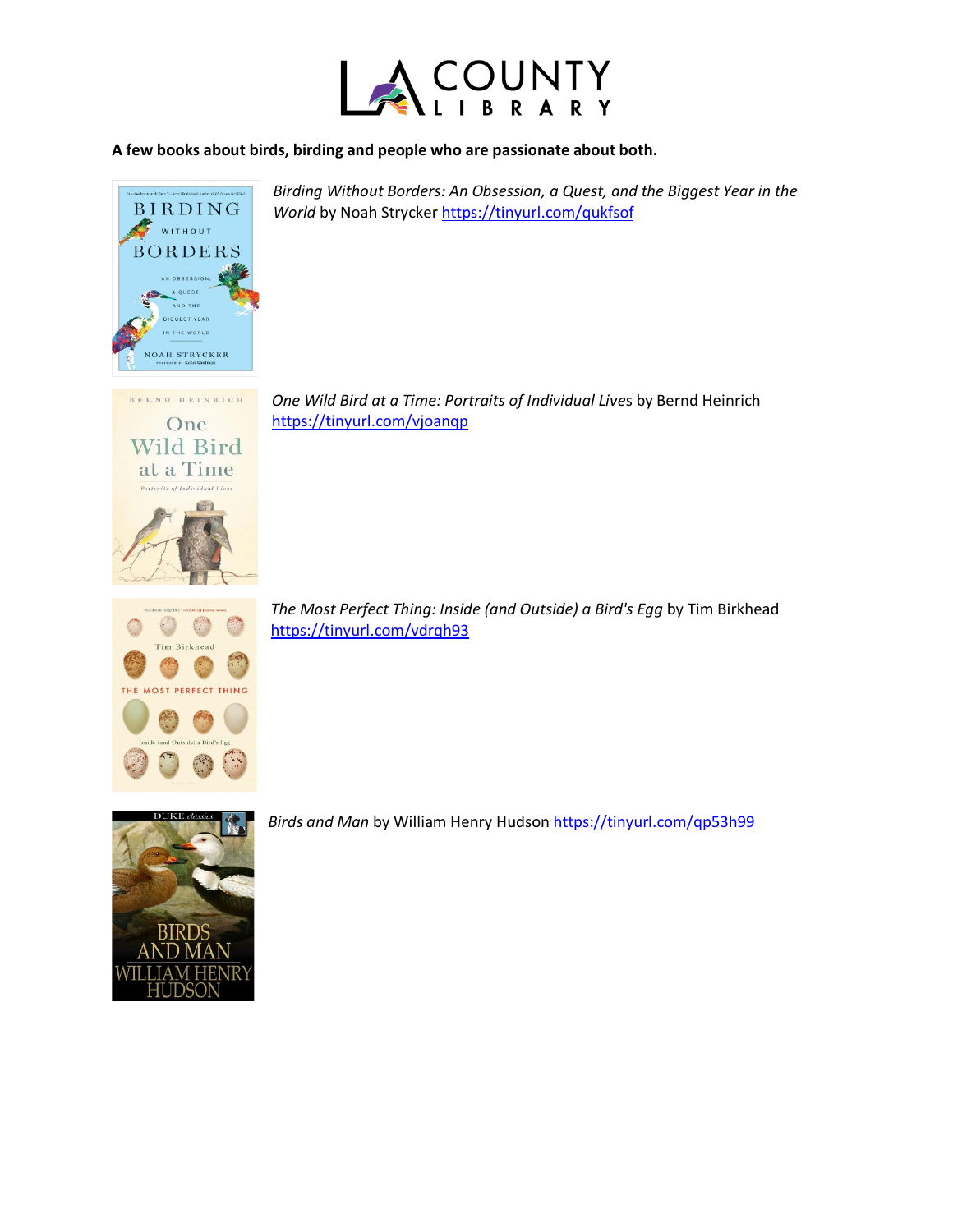A few books about birds, birding and people who are passionate about both.

*Birding Without Borders: An Obsession, a Quest, and the Biggest Year in the World* by Noah Strycker https://tinyurl.com/qukfsof

*One Wild Bird at a Time: Portraits of Individual Lives* by Bernd Heinrich https://tinyurl.com/vjoanqp

*The Most Perfect Thing: Inside (and Outside) a Bird's Egg* by Tim Birkhead https://tinyurl.com/vdrqh93

*Birds and Man* by William Henry Hudson https://tinyurl.com/qp53h99